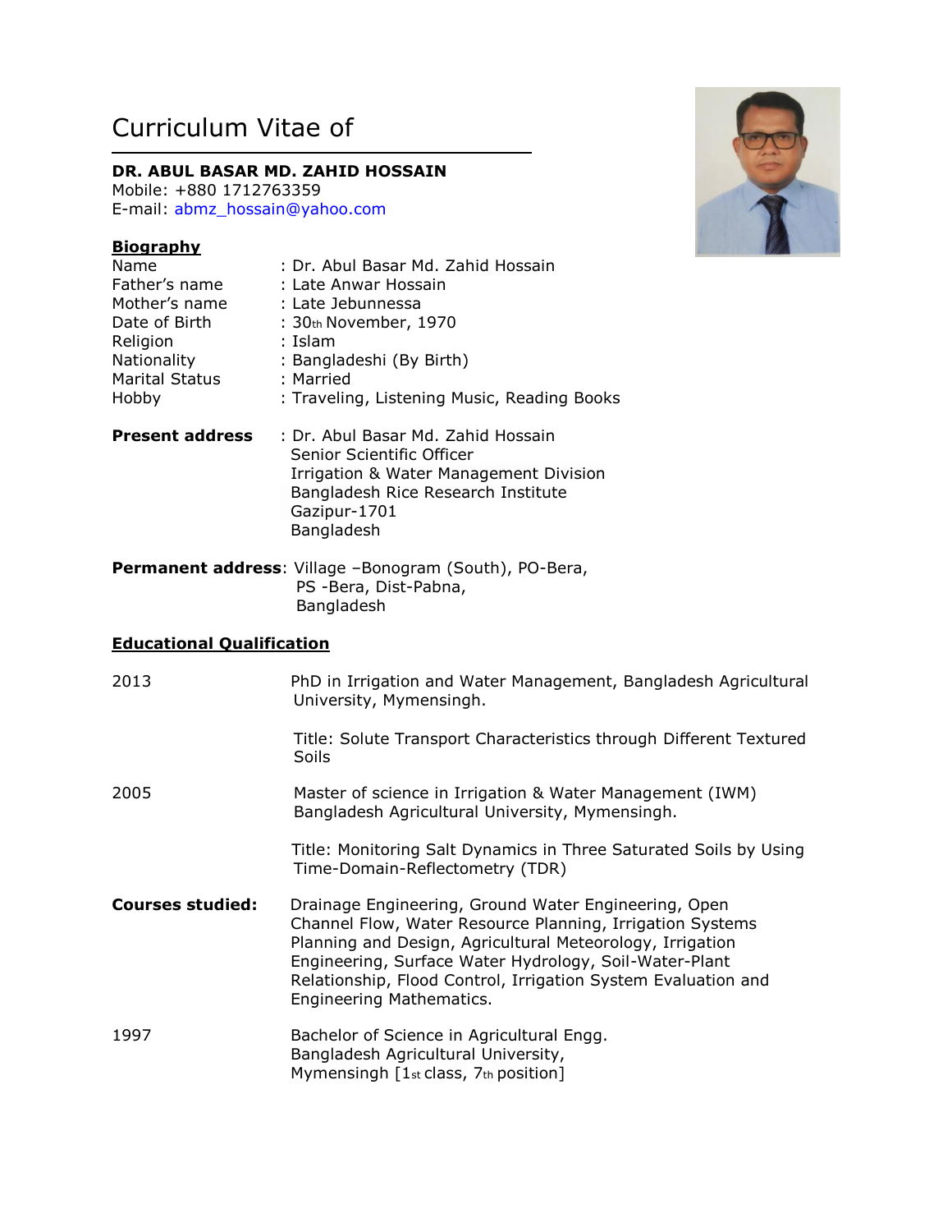# Curriculum Vitae of

**DR. ABUL BASAR MD. ZAHID HOSSAIN**
Mobile: +880 1712763359
E-mail: abmz_hossain@yahoo.com

## Biography

| | |
|---|---|
| Name | : Dr. Abul Basar Md. Zahid Hossain |
| Father's name | : Late Anwar Hossain |
| Mother's name | : Late Jebunnessa |
| Date of Birth | : 30th November, 1970 |
| Religion | : Islam |
| Nationality | : Bangladeshi (By Birth) |
| Marital Status | : Married |
| Hobby | : Traveling, Listening Music, Reading Books |

**Present address** : Dr. Abul Basar Md. Zahid Hossain
Senior Scientific Officer
Irrigation & Water Management Division
Bangladesh Rice Research Institute
Gazipur-1701
Bangladesh

**Permanent address**: Village –Bonogram (South), PO-Bera,
PS -Bera, Dist-Pabna,
Bangladesh

## Educational Qualification

**2013** PhD in Irrigation and Water Management, Bangladesh Agricultural University, Mymensingh.

Title: Solute Transport Characteristics through Different Textured Soils

**2005** Master of science in Irrigation & Water Management (IWM) Bangladesh Agricultural University, Mymensingh.

Title: Monitoring Salt Dynamics in Three Saturated Soils by Using Time-Domain-Reflectometry (TDR)

**Courses studied:** Drainage Engineering, Ground Water Engineering, Open Channel Flow, Water Resource Planning, Irrigation Systems Planning and Design, Agricultural Meteorology, Irrigation Engineering, Surface Water Hydrology, Soil-Water-Plant Relationship, Flood Control, Irrigation System Evaluation and Engineering Mathematics.

**1997** Bachelor of Science in Agricultural Engg.
Bangladesh Agricultural University,
Mymensingh [1st class, 7th position]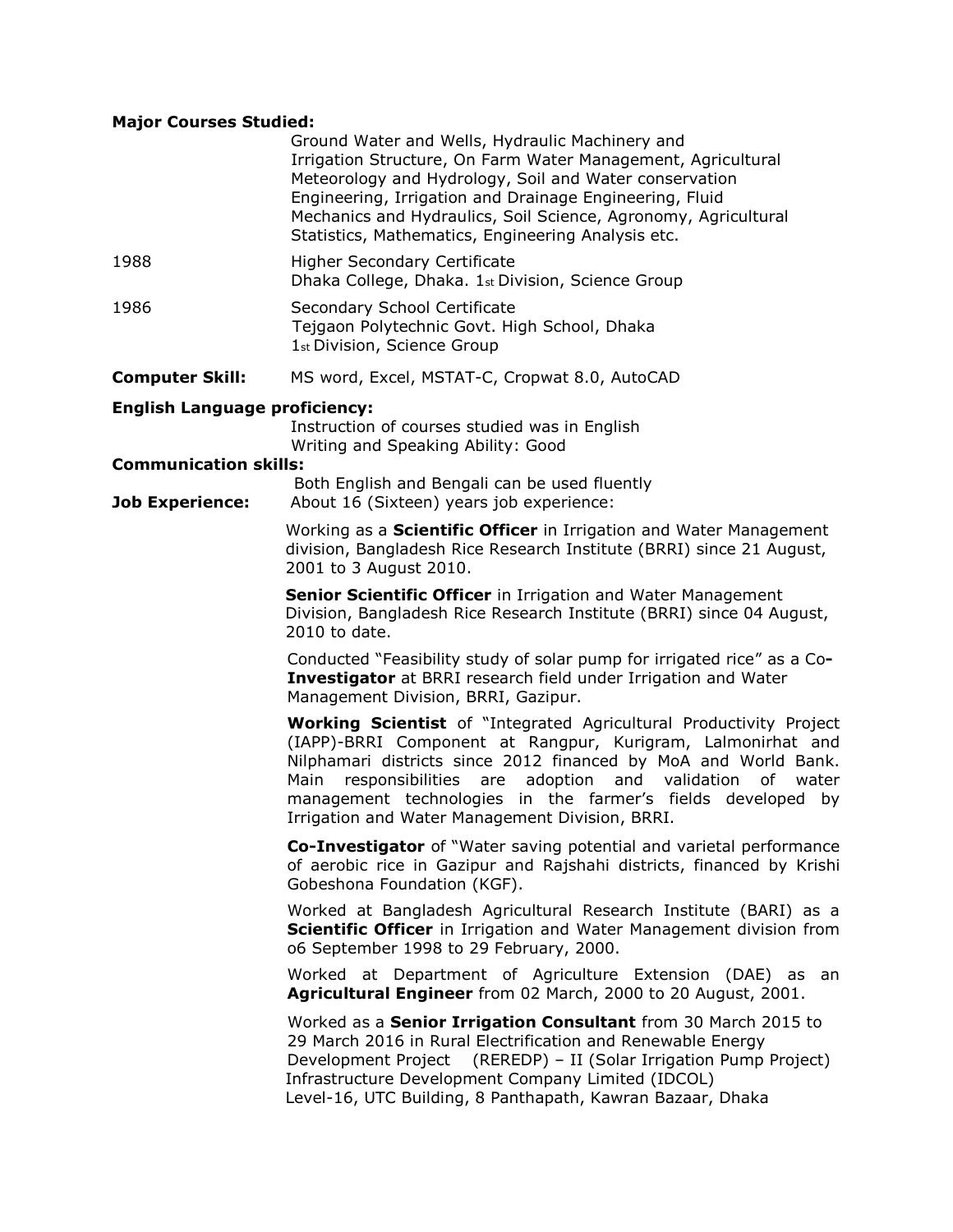**Major Courses Studied:**

Ground Water and Wells, Hydraulic Machinery and Irrigation Structure, On Farm Water Management, Agricultural Meteorology and Hydrology, Soil and Water conservation Engineering, Irrigation and Drainage Engineering, Fluid Mechanics and Hydraulics, Soil Science, Agronomy, Agricultural Statistics, Mathematics, Engineering Analysis etc.

1988 Higher Secondary Certificate
Dhaka College, Dhaka. 1st Division, Science Group

1986 Secondary School Certificate
Tejgaon Polytechnic Govt. High School, Dhaka
1st Division, Science Group

**Computer Skill:** MS word, Excel, MSTAT-C, Cropwat 8.0, AutoCAD

**English Language proficiency:**

Instruction of courses studied was in English
Writing and Speaking Ability: Good

**Communication skills:**

Both English and Bengali can be used fluently

**Job Experience:** About 16 (Sixteen) years job experience:

Working as a **Scientific Officer** in Irrigation and Water Management division, Bangladesh Rice Research Institute (BRRI) since 21 August, 2001 to 3 August 2010.

**Senior Scientific Officer** in Irrigation and Water Management Division, Bangladesh Rice Research Institute (BRRI) since 04 August, 2010 to date.

Conducted "Feasibility study of solar pump for irrigated rice" as a **Co-Investigator** at BRRI research field under Irrigation and Water Management Division, BRRI, Gazipur.

**Working Scientist** of "Integrated Agricultural Productivity Project (IAPP)-BRRI Component at Rangpur, Kurigram, Lalmonirhat and Nilphamari districts since 2012 financed by MoA and World Bank. Main responsibilities are adoption and validation of water management technologies in the farmer's fields developed by Irrigation and Water Management Division, BRRI.

**Co-Investigator** of "Water saving potential and varietal performance of aerobic rice in Gazipur and Rajshahi districts, financed by Krishi Gobeshona Foundation (KGF).

Worked at Bangladesh Agricultural Research Institute (BARI) as a **Scientific Officer** in Irrigation and Water Management division from o6 September 1998 to 29 February, 2000.

Worked at Department of Agriculture Extension (DAE) as an **Agricultural Engineer** from 02 March, 2000 to 20 August, 2001.

Worked as a **Senior Irrigation Consultant** from 30 March 2015 to 29 March 2016 in Rural Electrification and Renewable Energy Development Project (REREDP) – II (Solar Irrigation Pump Project)
Infrastructure Development Company Limited (IDCOL)
Level-16, UTC Building, 8 Panthapath, Kawran Bazaar, Dhaka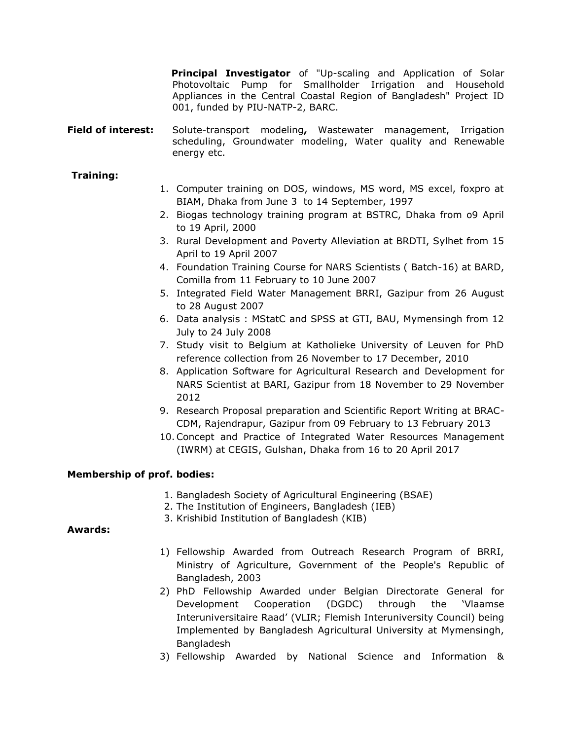**Principal Investigator** of "Up-scaling and Application of Solar Photovoltaic Pump for Smallholder Irrigation and Household Appliances in the Central Coastal Region of Bangladesh" Project ID 001, funded by PIU-NATP-2, BARC.

**Field of interest:** Solute-transport modeling**,** Wastewater management, Irrigation scheduling, Groundwater modeling, Water quality and Renewable energy etc.

**Training:**

1. Computer training on DOS, windows, MS word, MS excel, foxpro at BIAM, Dhaka from June 3 to 14 September, 1997
2. Biogas technology training program at BSTRC, Dhaka from o9 April to 19 April, 2000
3. Rural Development and Poverty Alleviation at BRDTI, Sylhet from 15 April to 19 April 2007
4. Foundation Training Course for NARS Scientists ( Batch-16) at BARD, Comilla from 11 February to 10 June 2007
5. Integrated Field Water Management BRRI, Gazipur from 26 August to 28 August 2007
6. Data analysis : MStatC and SPSS at GTI, BAU, Mymensingh from 12 July to 24 July 2008
7. Study visit to Belgium at Katholieke University of Leuven for PhD reference collection from 26 November to 17 December, 2010
8. Application Software for Agricultural Research and Development for NARS Scientist at BARI, Gazipur from 18 November to 29 November 2012
9. Research Proposal preparation and Scientific Report Writing at BRAC-CDM, Rajendrapur, Gazipur from 09 February to 13 February 2013
10. Concept and Practice of Integrated Water Resources Management (IWRM) at CEGIS, Gulshan, Dhaka from 16 to 20 April 2017

**Membership of prof. bodies:**

1. Bangladesh Society of Agricultural Engineering (BSAE)
2. The Institution of Engineers, Bangladesh (IEB)
3. Krishibid Institution of Bangladesh (KIB)

**Awards:**

1) Fellowship Awarded from Outreach Research Program of BRRI, Ministry of Agriculture, Government of the People's Republic of Bangladesh, 2003
2) PhD Fellowship Awarded under Belgian Directorate General for Development Cooperation (DGDC) through the 'Vlaamse Interuniversitaire Raad' (VLIR; Flemish Interuniversity Council) being Implemented by Bangladesh Agricultural University at Mymensingh, Bangladesh
3) Fellowship Awarded by National Science and Information &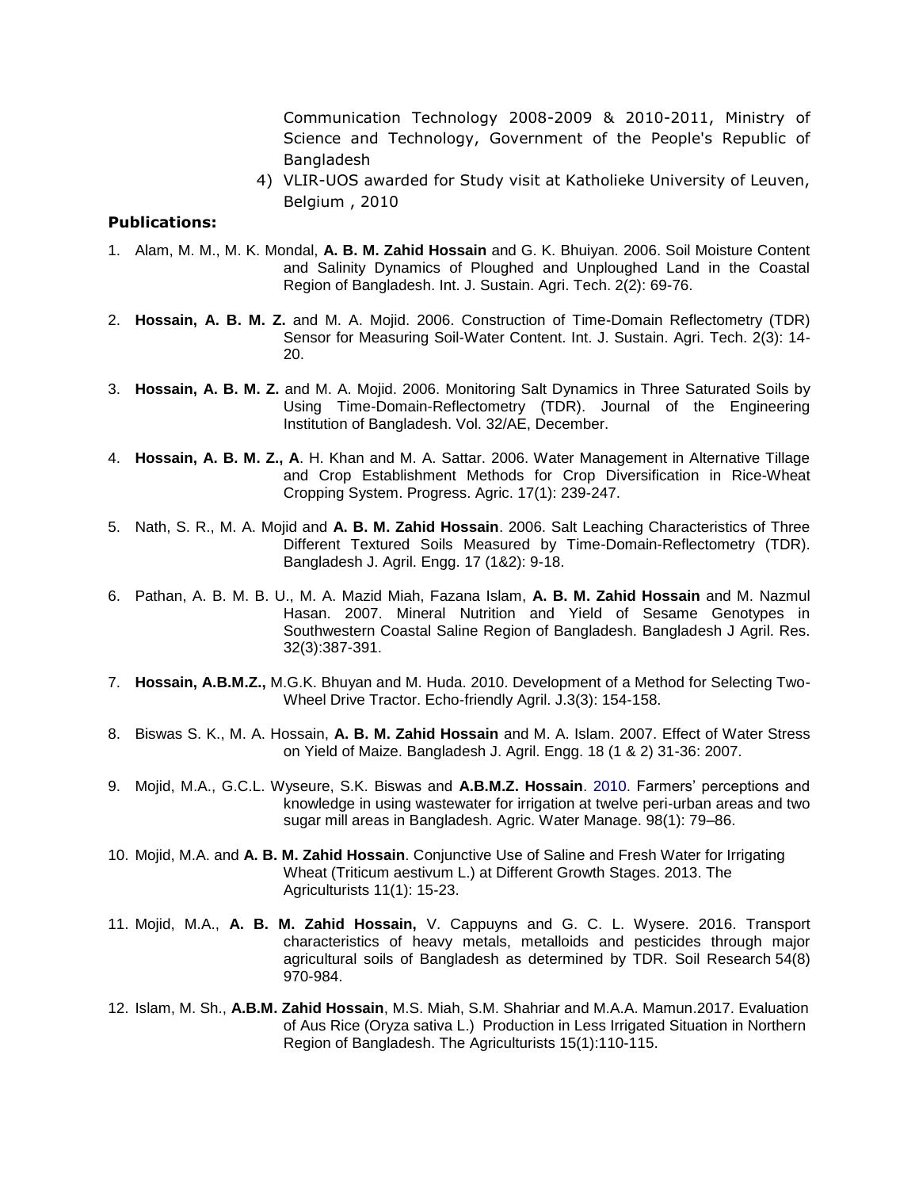Communication Technology 2008-2009 & 2010-2011, Ministry of Science and Technology, Government of the People's Republic of Bangladesh

4) VLIR-UOS awarded for Study visit at Katholieke University of Leuven, Belgium , 2010

**Publications:**

1. Alam, M. M., M. K. Mondal, **A. B. M. Zahid Hossain** and G. K. Bhuiyan. 2006. Soil Moisture Content and Salinity Dynamics of Ploughed and Unploughed Land in the Coastal Region of Bangladesh. Int. J. Sustain. Agri. Tech. 2(2): 69-76.

2. **Hossain, A. B. M. Z.** and M. A. Mojid. 2006. Construction of Time-Domain Reflectometry (TDR) Sensor for Measuring Soil-Water Content. Int. J. Sustain. Agri. Tech. 2(3): 14-20.

3. **Hossain, A. B. M. Z.** and M. A. Mojid. 2006. Monitoring Salt Dynamics in Three Saturated Soils by Using Time-Domain-Reflectometry (TDR). Journal of the Engineering Institution of Bangladesh. Vol. 32/AE, December.

4. **Hossain, A. B. M. Z., A**. H. Khan and M. A. Sattar. 2006. Water Management in Alternative Tillage and Crop Establishment Methods for Crop Diversification in Rice-Wheat Cropping System. Progress. Agric. 17(1): 239-247.

5. Nath, S. R., M. A. Mojid and **A. B. M. Zahid Hossain**. 2006. Salt Leaching Characteristics of Three Different Textured Soils Measured by Time-Domain-Reflectometry (TDR). Bangladesh J. Agril. Engg. 17 (1&2): 9-18.

6. Pathan, A. B. M. B. U., M. A. Mazid Miah, Fazana Islam, **A. B. M. Zahid Hossain** and M. Nazmul Hasan. 2007. Mineral Nutrition and Yield of Sesame Genotypes in Southwestern Coastal Saline Region of Bangladesh. Bangladesh J Agril. Res. 32(3):387-391.

7. **Hossain, A.B.M.Z.,** M.G.K. Bhuyan and M. Huda. 2010. Development of a Method for Selecting Two-Wheel Drive Tractor. Echo-friendly Agril. J.3(3): 154-158.

8. Biswas S. K., M. A. Hossain, **A. B. M. Zahid Hossain** and M. A. Islam. 2007. Effect of Water Stress on Yield of Maize. Bangladesh J. Agril. Engg. 18 (1 & 2) 31-36: 2007.

9. Mojid, M.A., G.C.L. Wyseure, S.K. Biswas and **A.B.M.Z. Hossain**. 2010. Farmers' perceptions and knowledge in using wastewater for irrigation at twelve peri-urban areas and two sugar mill areas in Bangladesh. Agric. Water Manage. 98(1): 79–86.

10. Mojid, M.A. and **A. B. M. Zahid Hossain**. Conjunctive Use of Saline and Fresh Water for Irrigating Wheat (Triticum aestivum L.) at Different Growth Stages. 2013. The Agriculturists 11(1): 15-23.

11. Mojid, M.A., **A. B. M. Zahid Hossain,** V. Cappuyns and G. C. L. Wysere. 2016. Transport characteristics of heavy metals, metalloids and pesticides through major agricultural soils of Bangladesh as determined by TDR. Soil Research 54(8) 970-984.

12. Islam, M. Sh., **A.B.M. Zahid Hossain**, M.S. Miah, S.M. Shahriar and M.A.A. Mamun.2017. Evaluation of Aus Rice (Oryza sativa L.) Production in Less Irrigated Situation in Northern Region of Bangladesh. The Agriculturists 15(1):110-115.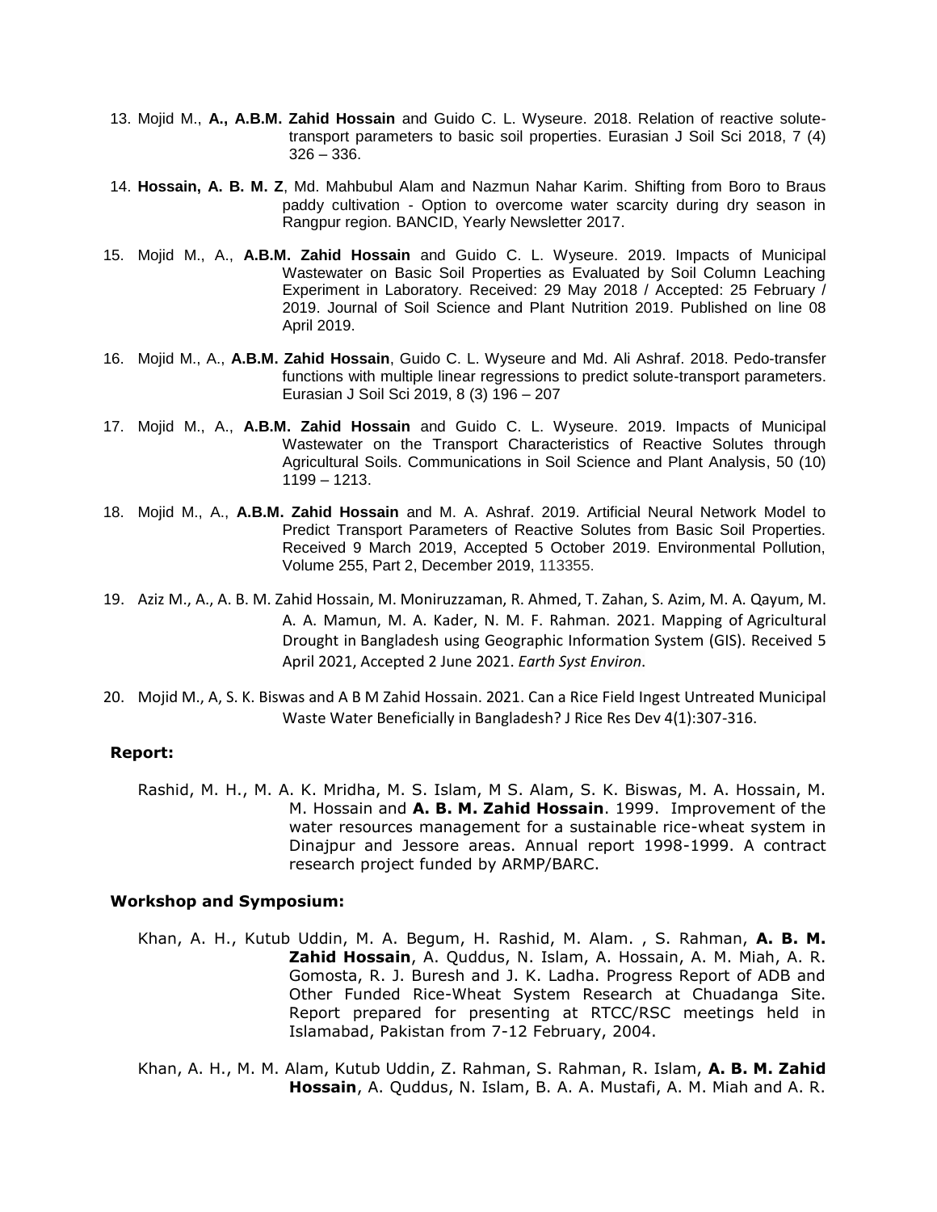13. Mojid M., **A., A.B.M. Zahid Hossain** and Guido C. L. Wyseure. 2018. Relation of reactive solute-transport parameters to basic soil properties. Eurasian J Soil Sci 2018, 7 (4) 326 – 336.

14. **Hossain, A. B. M. Z**, Md. Mahbubul Alam and Nazmun Nahar Karim. Shifting from Boro to Braus paddy cultivation - Option to overcome water scarcity during dry season in Rangpur region. BANCID, Yearly Newsletter 2017.

15. Mojid M., A., **A.B.M. Zahid Hossain** and Guido C. L. Wyseure. 2019. Impacts of Municipal Wastewater on Basic Soil Properties as Evaluated by Soil Column Leaching Experiment in Laboratory. Received: 29 May 2018 / Accepted: 25 February / 2019. Journal of Soil Science and Plant Nutrition 2019. Published on line 08 April 2019.

16. Mojid M., A., **A.B.M. Zahid Hossain**, Guido C. L. Wyseure and Md. Ali Ashraf. 2018. Pedo-transfer functions with multiple linear regressions to predict solute-transport parameters. Eurasian J Soil Sci 2019, 8 (3) 196 – 207

17. Mojid M., A., **A.B.M. Zahid Hossain** and Guido C. L. Wyseure. 2019. Impacts of Municipal Wastewater on the Transport Characteristics of Reactive Solutes through Agricultural Soils. Communications in Soil Science and Plant Analysis, 50 (10) 1199 – 1213.

18. Mojid M., A., **A.B.M. Zahid Hossain** and M. A. Ashraf. 2019. Artificial Neural Network Model to Predict Transport Parameters of Reactive Solutes from Basic Soil Properties. Received 9 March 2019, Accepted 5 October 2019. Environmental Pollution, Volume 255, Part 2, December 2019, 113355.

19. Aziz M., A., A. B. M. Zahid Hossain, M. Moniruzzaman, R. Ahmed, T. Zahan, S. Azim, M. A. Qayum, M. A. A. Mamun, M. A. Kader, N. M. F. Rahman. 2021. Mapping of Agricultural Drought in Bangladesh using Geographic Information System (GIS). Received 5 April 2021, Accepted 2 June 2021. *Earth Syst Environ*.

20. Mojid M., A, S. K. Biswas and A B M Zahid Hossain. 2021. Can a Rice Field Ingest Untreated Municipal Waste Water Beneficially in Bangladesh? J Rice Res Dev 4(1):307-316.

**Report:**

Rashid, M. H., M. A. K. Mridha, M. S. Islam, M S. Alam, S. K. Biswas, M. A. Hossain, M. M. Hossain and **A. B. M. Zahid Hossain**. 1999. Improvement of the water resources management for a sustainable rice-wheat system in Dinajpur and Jessore areas. Annual report 1998-1999. A contract research project funded by ARMP/BARC.

**Workshop and Symposium:**

Khan, A. H., Kutub Uddin, M. A. Begum, H. Rashid, M. Alam. , S. Rahman, **A. B. M. Zahid Hossain**, A. Quddus, N. Islam, A. Hossain, A. M. Miah, A. R. Gomosta, R. J. Buresh and J. K. Ladha. Progress Report of ADB and Other Funded Rice-Wheat System Research at Chuadanga Site. Report prepared for presenting at RTCC/RSC meetings held in Islamabad, Pakistan from 7-12 February, 2004.

Khan, A. H., M. M. Alam, Kutub Uddin, Z. Rahman, S. Rahman, R. Islam, **A. B. M. Zahid Hossain**, A. Quddus, N. Islam, B. A. A. Mustafi, A. M. Miah and A. R.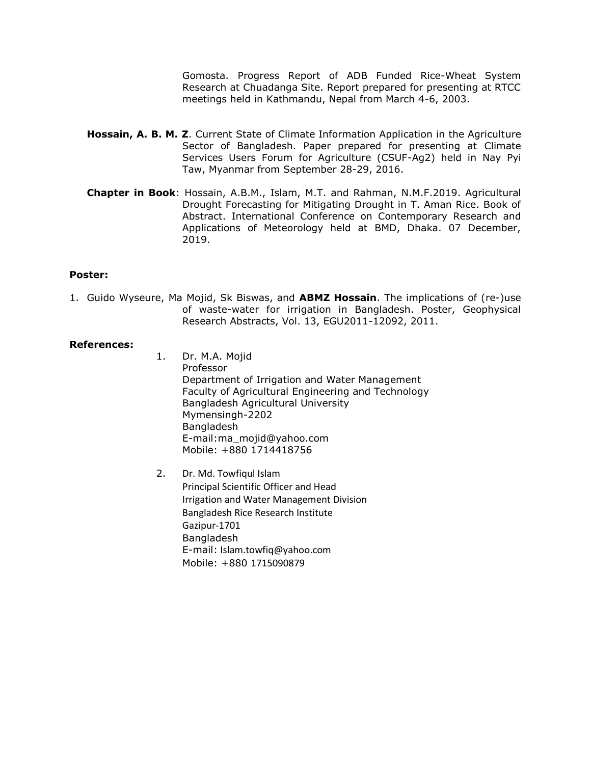Gomosta. Progress Report of ADB Funded Rice-Wheat System Research at Chuadanga Site. Report prepared for presenting at RTCC meetings held in Kathmandu, Nepal from March 4-6, 2003.

**Hossain, A. B. M. Z**. Current State of Climate Information Application in the Agriculture Sector of Bangladesh. Paper prepared for presenting at Climate Services Users Forum for Agriculture (CSUF-Ag2) held in Nay Pyi Taw, Myanmar from September 28-29, 2016.

**Chapter in Book**: Hossain, A.B.M., Islam, M.T. and Rahman, N.M.F.2019. Agricultural Drought Forecasting for Mitigating Drought in T. Aman Rice. Book of Abstract. International Conference on Contemporary Research and Applications of Meteorology held at BMD, Dhaka. 07 December, 2019.

**Poster:**

1. Guido Wyseure, Ma Mojid, Sk Biswas, and **ABMZ Hossain**. The implications of (re-)use of waste-water for irrigation in Bangladesh. Poster, Geophysical Research Abstracts, Vol. 13, EGU2011-12092, 2011.

**References:**

1. Dr. M.A. Mojid
   Professor
   Department of Irrigation and Water Management
   Faculty of Agricultural Engineering and Technology
   Bangladesh Agricultural University
   Mymensingh-2202
   Bangladesh
   E-mail:ma_mojid@yahoo.com
   Mobile: +880 1714418756

2. Dr. Md. Towfiqul Islam
   Principal Scientific Officer and Head
   Irrigation and Water Management Division
   Bangladesh Rice Research Institute
   Gazipur-1701
   Bangladesh
   E-mail: Islam.towfiq@yahoo.com
   Mobile: +880 1715090879